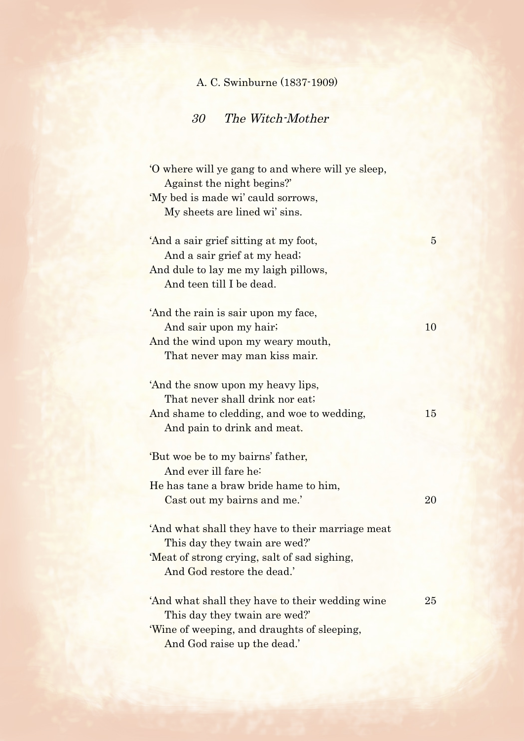A. C. Swinburne (1837-1909)

## *30 The Witch-Mother*

'O where will ye gang to and where will ye sleep,  
  Against the night begins?'  
'My bed is made wi' cauld sorrows,  
  My sheets are lined wi' sins.

'And a sair grief sitting at my foot,  
  And a sair grief at my head;  
And dule to lay me my laigh pillows,  
  And teen till I be dead.

'And the rain is sair upon my face,  
  And sair upon my hair;  
And the wind upon my weary mouth,  
  That never may man kiss mair.

'And the snow upon my heavy lips,  
  That never shall drink nor eat;  
And shame to cledding, and woe to wedding,  
  And pain to drink and meat.

'But woe be to my bairns' father,  
  And ever ill fare he:  
He has tane a braw bride hame to him,  
  Cast out my bairns and me.'

'And what shall they have to their marriage meat  
  This day they twain are wed?'  
'Meat of strong crying, salt of sad sighing,  
  And God restore the dead.'

'And what shall they have to their wedding wine  
  This day they twain are wed?'  
'Wine of weeping, and draughts of sleeping,  
  And God raise up the dead.'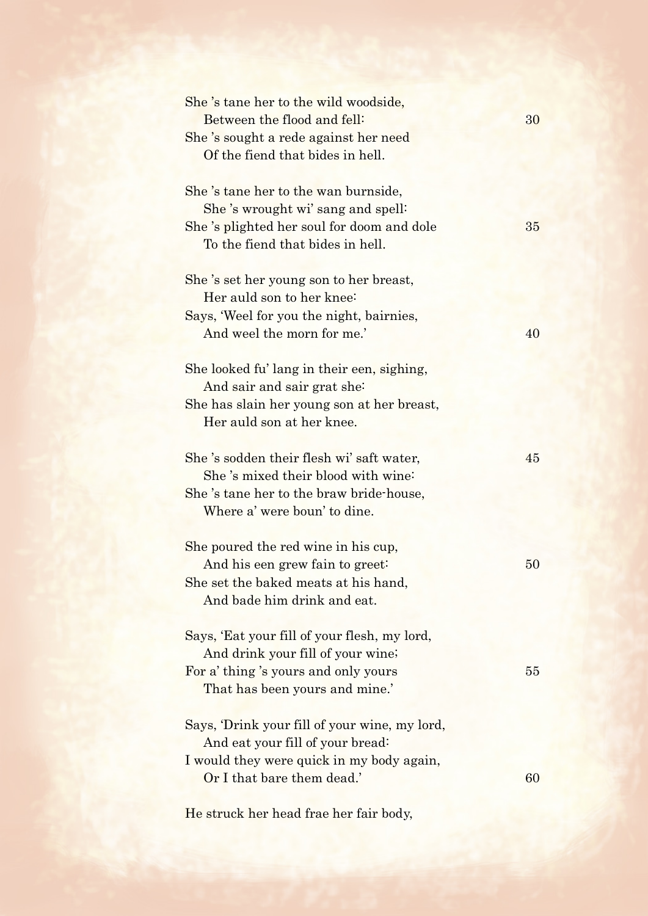She 's tane her to the wild woodside,  
  Between the flood and fell:  
She 's sought a rede against her need  
  Of the fiend that bides in hell.

She 's tane her to the wan burnside,  
  She 's wrought wi' sang and spell:  
She 's plighted her soul for doom and dole  
  To the fiend that bides in hell.

She 's set her young son to her breast,  
  Her auld son to her knee:  
Says, 'Weel for you the night, bairnies,  
  And weel the morn for me.'

She looked fu' lang in their een, sighing,  
  And sair and sair grat she:  
She has slain her young son at her breast,  
  Her auld son at her knee.

She 's sodden their flesh wi' saft water,  
  She 's mixed their blood with wine:  
She 's tane her to the braw bride-house,  
  Where a' were boun' to dine.

She poured the red wine in his cup,  
  And his een grew fain to greet:  
She set the baked meats at his hand,  
  And bade him drink and eat.

Says, 'Eat your fill of your flesh, my lord,  
  And drink your fill of your wine;  
For a' thing 's yours and only yours  
  That has been yours and mine.'

Says, 'Drink your fill of your wine, my lord,  
  And eat your fill of your bread:  
I would they were quick in my body again,  
  Or I that bare them dead.'

He struck her head frae her fair body,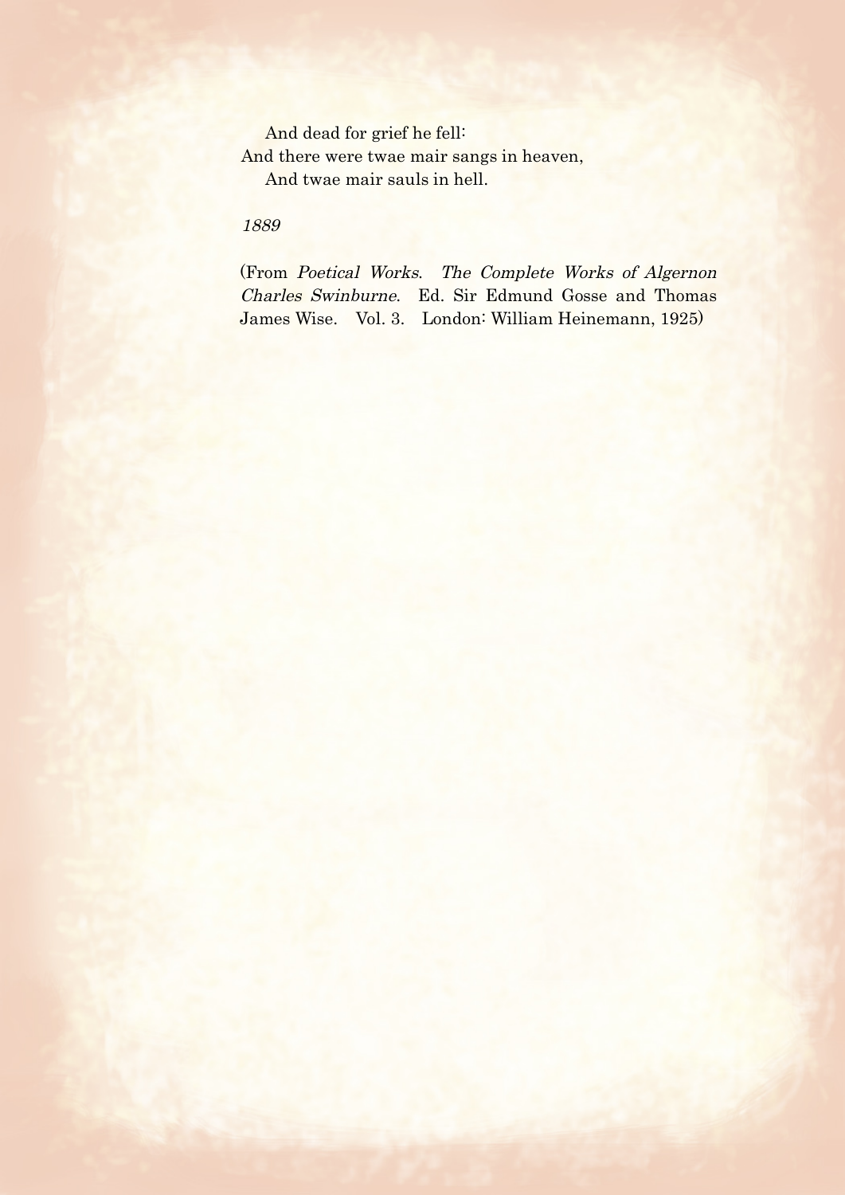And dead for grief he fell:
And there were twae mair sangs in heaven,
    And twae mair sauls in hell.

*1889*

(From *Poetical Works*. *The Complete Works of Algernon Charles Swinburne*. Ed. Sir Edmund Gosse and Thomas James Wise. Vol. 3. London: William Heinemann, 1925)